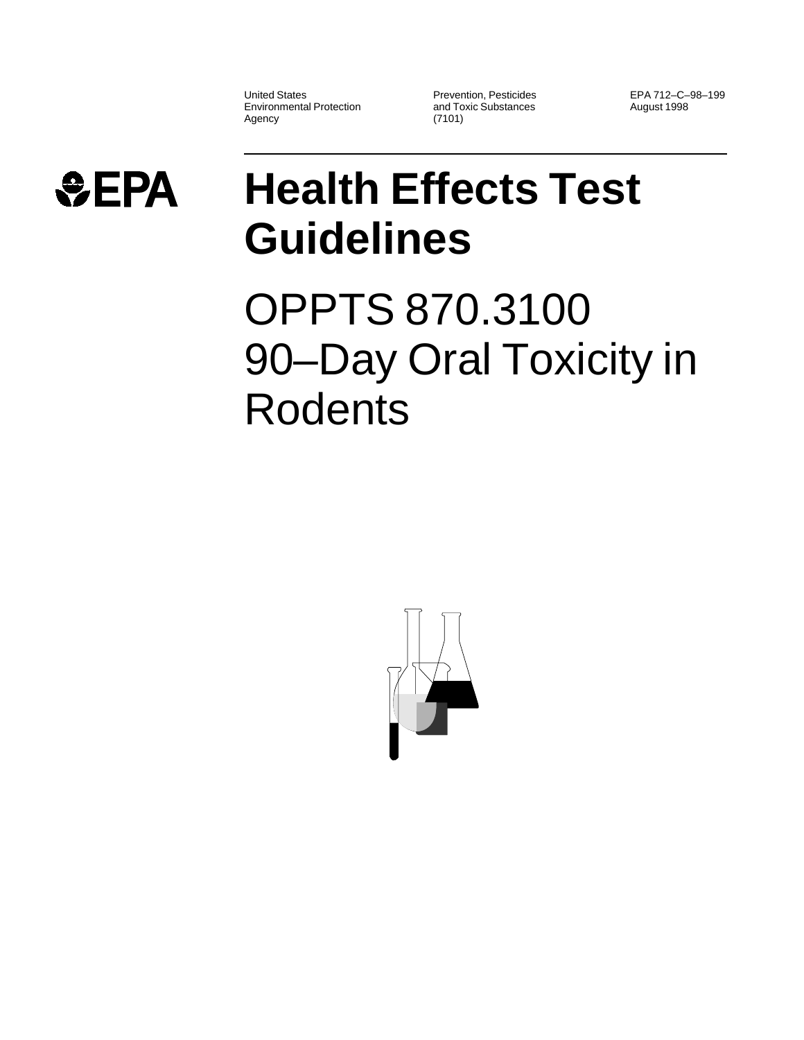United States Environmental Protection Agency

Prevention, Pesticides and Toxic Substances (7101)

EPA 712–C–98–199
August 1998

EPA

# Health Effects Test Guidelines

# OPPTS 870.3100 90–Day Oral Toxicity in Rodents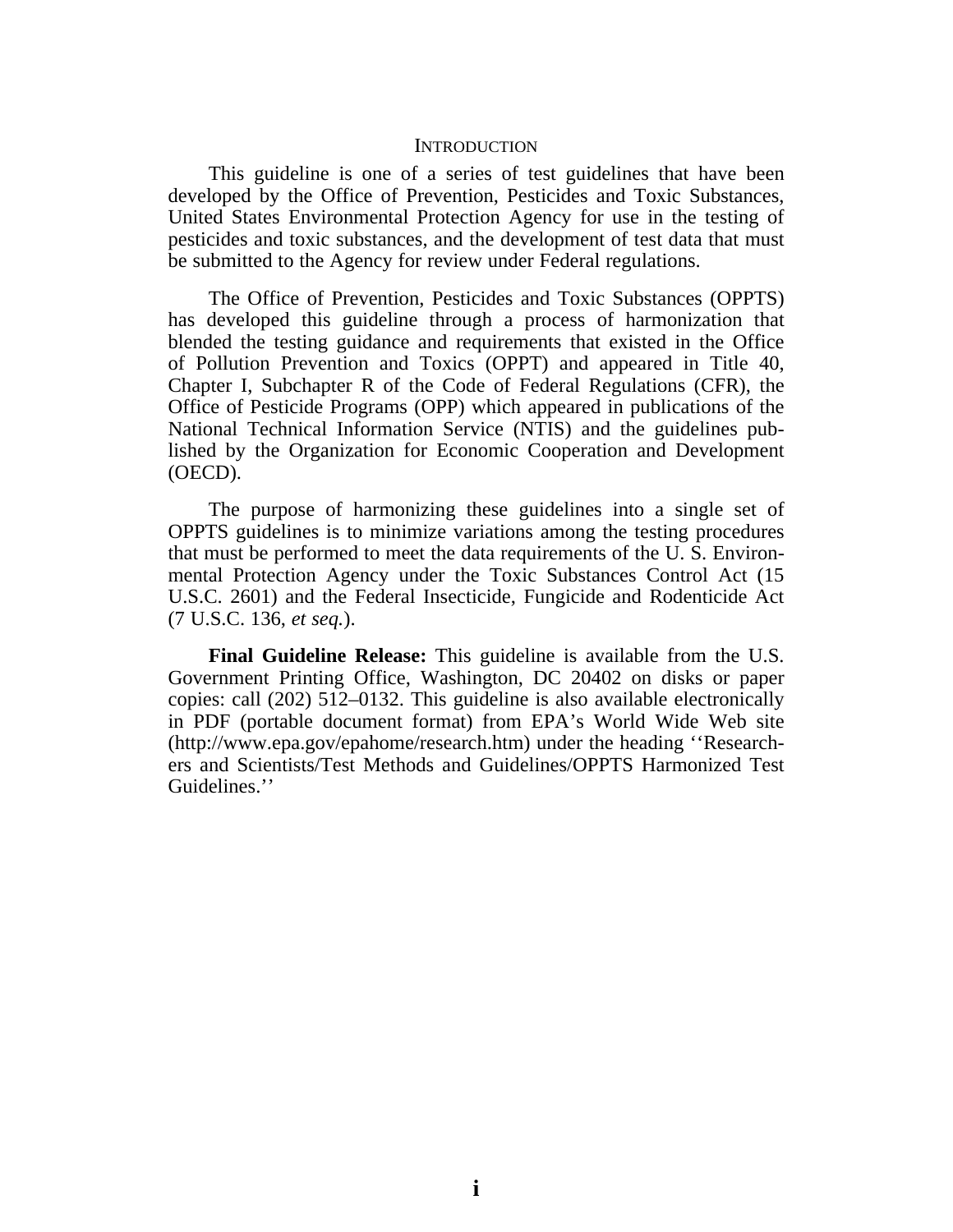## INTRODUCTION

This guideline is one of a series of test guidelines that have been developed by the Office of Prevention, Pesticides and Toxic Substances, United States Environmental Protection Agency for use in the testing of pesticides and toxic substances, and the development of test data that must be submitted to the Agency for review under Federal regulations.

The Office of Prevention, Pesticides and Toxic Substances (OPPTS) has developed this guideline through a process of harmonization that blended the testing guidance and requirements that existed in the Office of Pollution Prevention and Toxics (OPPT) and appeared in Title 40, Chapter I, Subchapter R of the Code of Federal Regulations (CFR), the Office of Pesticide Programs (OPP) which appeared in publications of the National Technical Information Service (NTIS) and the guidelines published by the Organization for Economic Cooperation and Development (OECD).

The purpose of harmonizing these guidelines into a single set of OPPTS guidelines is to minimize variations among the testing procedures that must be performed to meet the data requirements of the U. S. Environmental Protection Agency under the Toxic Substances Control Act (15 U.S.C. 2601) and the Federal Insecticide, Fungicide and Rodenticide Act (7 U.S.C. 136, *et seq.*).

**Final Guideline Release:** This guideline is available from the U.S. Government Printing Office, Washington, DC 20402 on disks or paper copies: call (202) 512–0132. This guideline is also available electronically in PDF (portable document format) from EPA's World Wide Web site (http://www.epa.gov/epahome/research.htm) under the heading ''Researchers and Scientists/Test Methods and Guidelines/OPPTS Harmonized Test Guidelines.''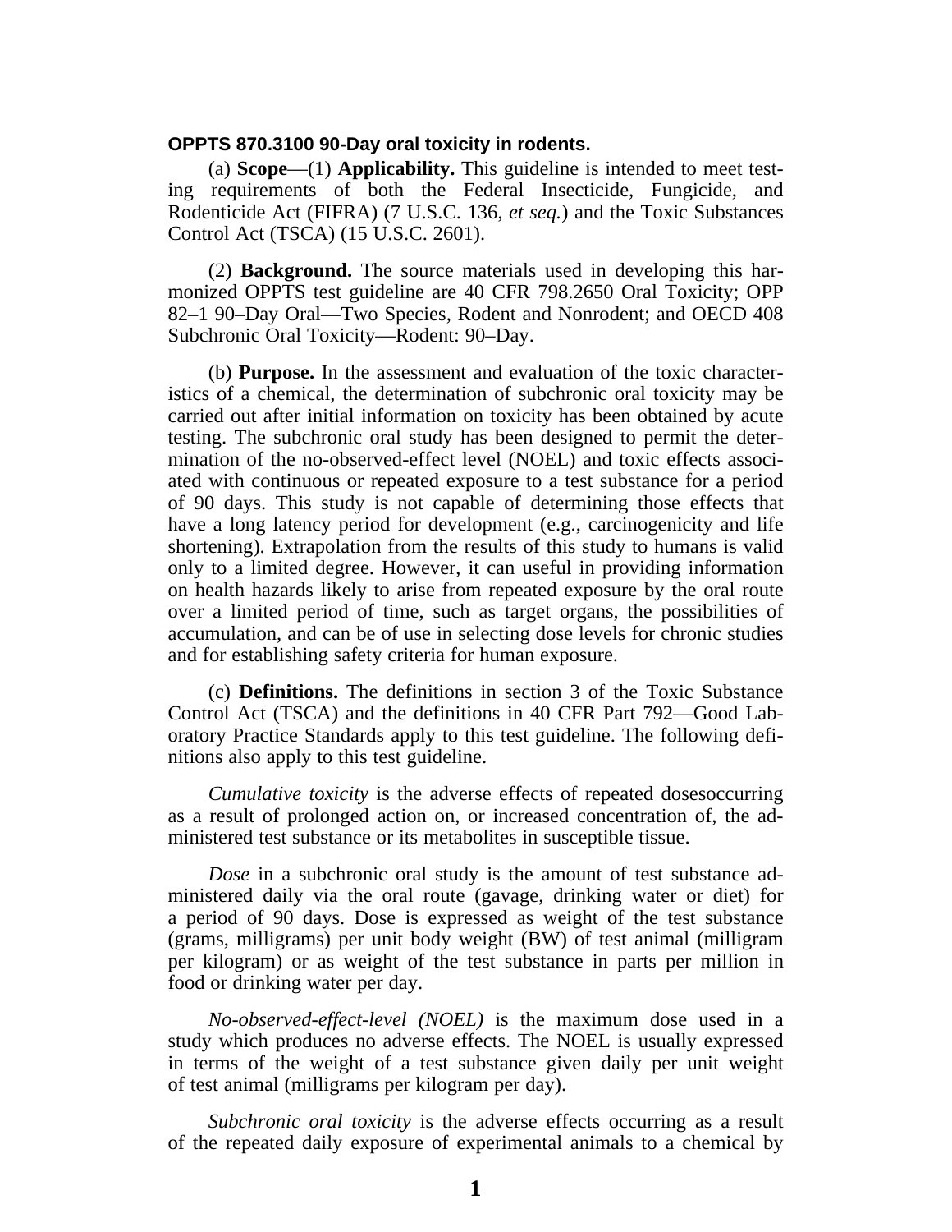**OPPTS 870.3100 90-Day oral toxicity in rodents.**

(a) **Scope**—(1) **Applicability.** This guideline is intended to meet testing requirements of both the Federal Insecticide, Fungicide, and Rodenticide Act (FIFRA) (7 U.S.C. 136, *et seq.*) and the Toxic Substances Control Act (TSCA) (15 U.S.C. 2601).

(2) **Background.** The source materials used in developing this harmonized OPPTS test guideline are 40 CFR 798.2650 Oral Toxicity; OPP 82–1 90–Day Oral—Two Species, Rodent and Nonrodent; and OECD 408 Subchronic Oral Toxicity—Rodent: 90–Day.

(b) **Purpose.** In the assessment and evaluation of the toxic characteristics of a chemical, the determination of subchronic oral toxicity may be carried out after initial information on toxicity has been obtained by acute testing. The subchronic oral study has been designed to permit the determination of the no-observed-effect level (NOEL) and toxic effects associated with continuous or repeated exposure to a test substance for a period of 90 days. This study is not capable of determining those effects that have a long latency period for development (e.g., carcinogenicity and life shortening). Extrapolation from the results of this study to humans is valid only to a limited degree. However, it can useful in providing information on health hazards likely to arise from repeated exposure by the oral route over a limited period of time, such as target organs, the possibilities of accumulation, and can be of use in selecting dose levels for chronic studies and for establishing safety criteria for human exposure.

(c) **Definitions.** The definitions in section 3 of the Toxic Substance Control Act (TSCA) and the definitions in 40 CFR Part 792—Good Laboratory Practice Standards apply to this test guideline. The following definitions also apply to this test guideline.

*Cumulative toxicity* is the adverse effects of repeated dosesoccurring as a result of prolonged action on, or increased concentration of, the administered test substance or its metabolites in susceptible tissue.

*Dose* in a subchronic oral study is the amount of test substance administered daily via the oral route (gavage, drinking water or diet) for a period of 90 days. Dose is expressed as weight of the test substance (grams, milligrams) per unit body weight (BW) of test animal (milligram per kilogram) or as weight of the test substance in parts per million in food or drinking water per day.

*No-observed-effect-level (NOEL)* is the maximum dose used in a study which produces no adverse effects. The NOEL is usually expressed in terms of the weight of a test substance given daily per unit weight of test animal (milligrams per kilogram per day).

*Subchronic oral toxicity* is the adverse effects occurring as a result of the repeated daily exposure of experimental animals to a chemical by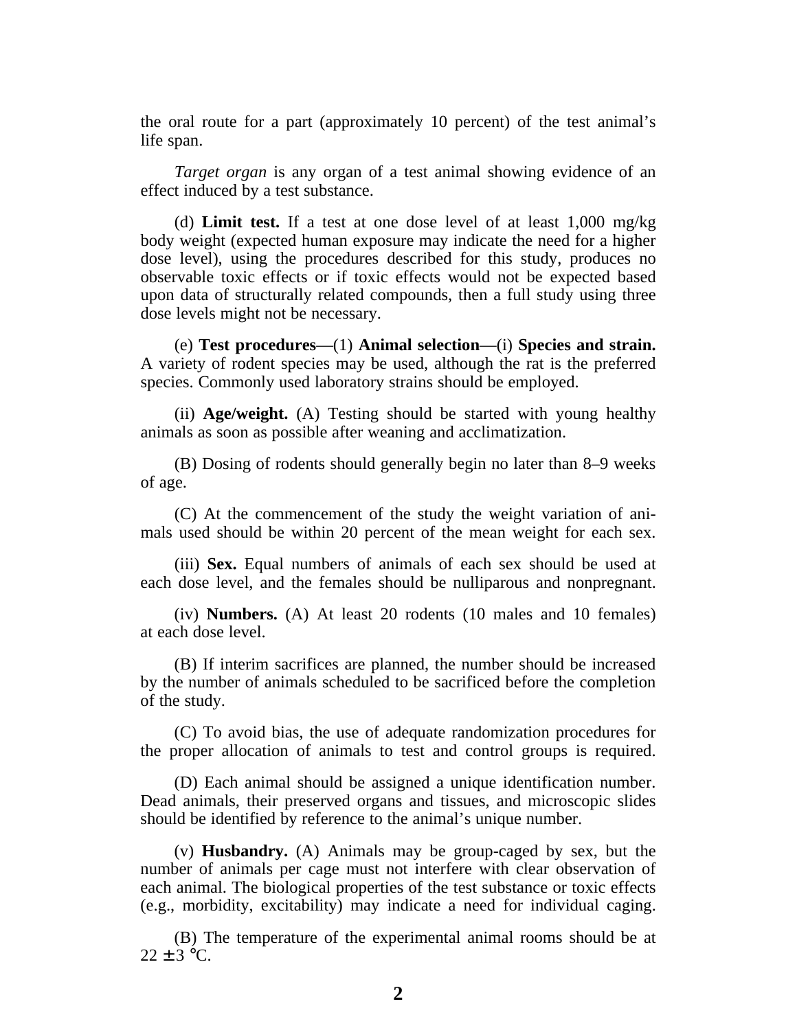the oral route for a part (approximately 10 percent) of the test animal's life span.

*Target organ* is any organ of a test animal showing evidence of an effect induced by a test substance.

(d) **Limit test.** If a test at one dose level of at least 1,000 mg/kg body weight (expected human exposure may indicate the need for a higher dose level), using the procedures described for this study, produces no observable toxic effects or if toxic effects would not be expected based upon data of structurally related compounds, then a full study using three dose levels might not be necessary.

(e) **Test procedures**—(1) **Animal selection**—(i) **Species and strain.** A variety of rodent species may be used, although the rat is the preferred species. Commonly used laboratory strains should be employed.

(ii) **Age/weight.** (A) Testing should be started with young healthy animals as soon as possible after weaning and acclimatization.

(B) Dosing of rodents should generally begin no later than 8–9 weeks of age.

(C) At the commencement of the study the weight variation of animals used should be within 20 percent of the mean weight for each sex.

(iii) **Sex.** Equal numbers of animals of each sex should be used at each dose level, and the females should be nulliparous and nonpregnant.

(iv) **Numbers.** (A) At least 20 rodents (10 males and 10 females) at each dose level.

(B) If interim sacrifices are planned, the number should be increased by the number of animals scheduled to be sacrificed before the completion of the study.

(C) To avoid bias, the use of adequate randomization procedures for the proper allocation of animals to test and control groups is required.

(D) Each animal should be assigned a unique identification number. Dead animals, their preserved organs and tissues, and microscopic slides should be identified by reference to the animal's unique number.

(v) **Husbandry.** (A) Animals may be group-caged by sex, but the number of animals per cage must not interfere with clear observation of each animal. The biological properties of the test substance or toxic effects (e.g., morbidity, excitability) may indicate a need for individual caging.

(B) The temperature of the experimental animal rooms should be at $22 \pm 3$ °C.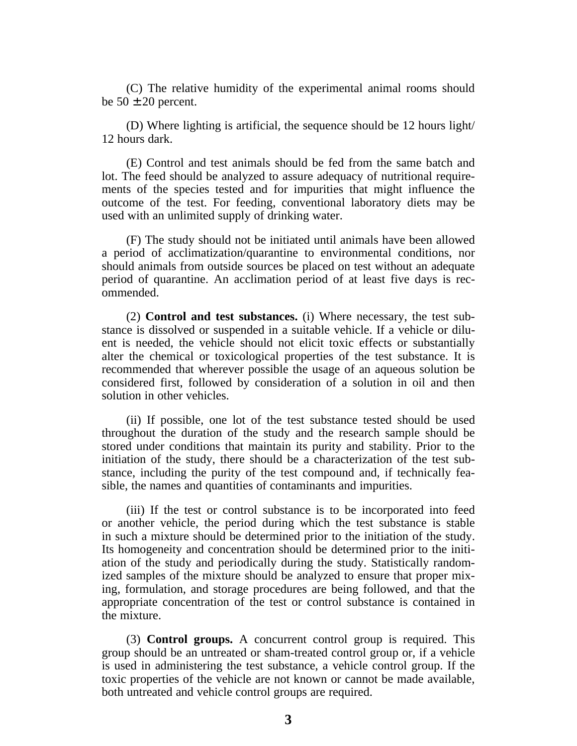(C) The relative humidity of the experimental animal rooms should be 50 ± 20 percent.

(D) Where lighting is artificial, the sequence should be 12 hours light/12 hours dark.

(E) Control and test animals should be fed from the same batch and lot. The feed should be analyzed to assure adequacy of nutritional requirements of the species tested and for impurities that might influence the outcome of the test. For feeding, conventional laboratory diets may be used with an unlimited supply of drinking water.

(F) The study should not be initiated until animals have been allowed a period of acclimatization/quarantine to environmental conditions, nor should animals from outside sources be placed on test without an adequate period of quarantine. An acclimation period of at least five days is recommended.

(2) **Control and test substances.** (i) Where necessary, the test substance is dissolved or suspended in a suitable vehicle. If a vehicle or diluent is needed, the vehicle should not elicit toxic effects or substantially alter the chemical or toxicological properties of the test substance. It is recommended that wherever possible the usage of an aqueous solution be considered first, followed by consideration of a solution in oil and then solution in other vehicles.

(ii) If possible, one lot of the test substance tested should be used throughout the duration of the study and the research sample should be stored under conditions that maintain its purity and stability. Prior to the initiation of the study, there should be a characterization of the test substance, including the purity of the test compound and, if technically feasible, the names and quantities of contaminants and impurities.

(iii) If the test or control substance is to be incorporated into feed or another vehicle, the period during which the test substance is stable in such a mixture should be determined prior to the initiation of the study. Its homogeneity and concentration should be determined prior to the initiation of the study and periodically during the study. Statistically randomized samples of the mixture should be analyzed to ensure that proper mixing, formulation, and storage procedures are being followed, and that the appropriate concentration of the test or control substance is contained in the mixture.

(3) **Control groups.** A concurrent control group is required. This group should be an untreated or sham-treated control group or, if a vehicle is used in administering the test substance, a vehicle control group. If the toxic properties of the vehicle are not known or cannot be made available, both untreated and vehicle control groups are required.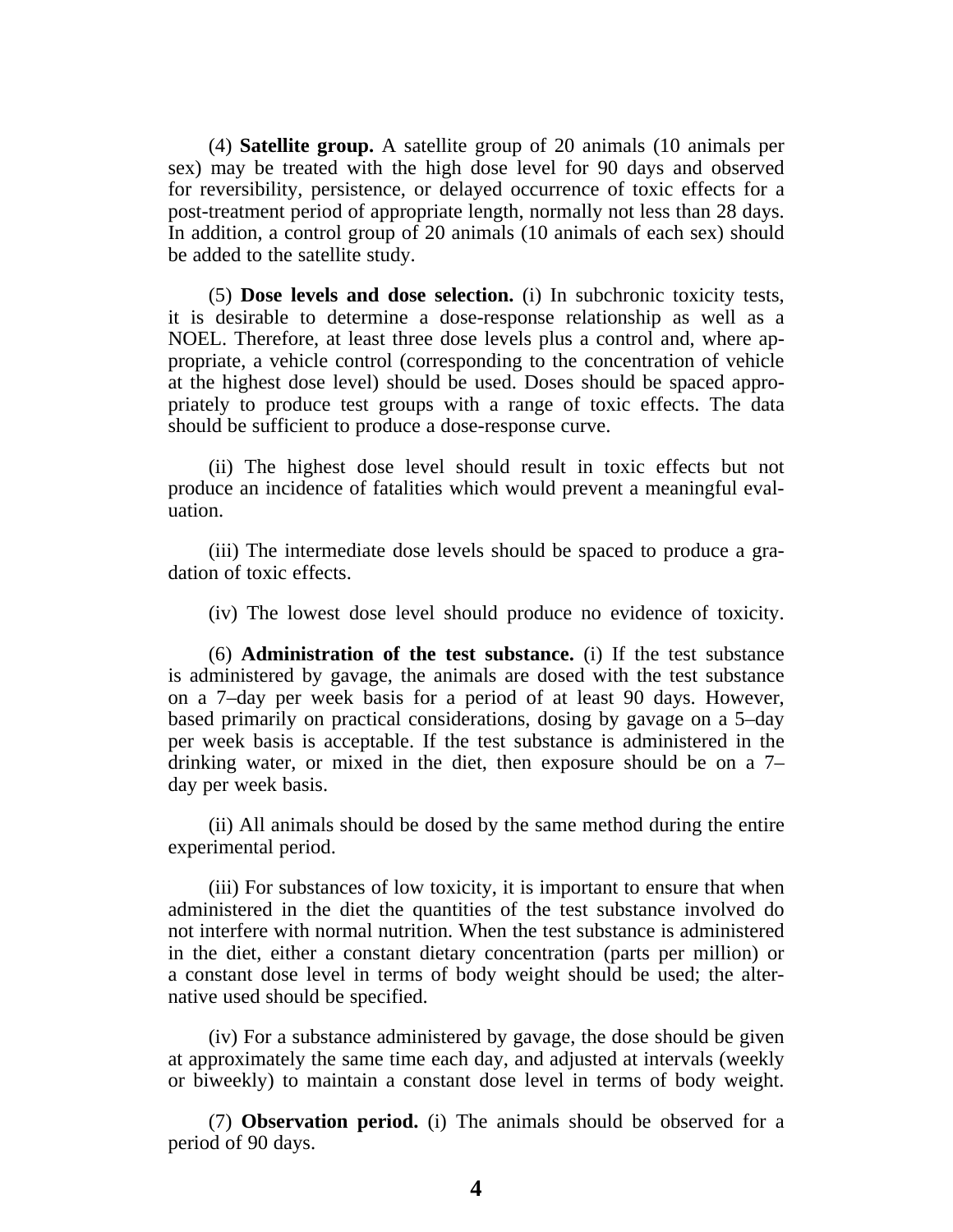(4) **Satellite group.** A satellite group of 20 animals (10 animals per sex) may be treated with the high dose level for 90 days and observed for reversibility, persistence, or delayed occurrence of toxic effects for a post-treatment period of appropriate length, normally not less than 28 days. In addition, a control group of 20 animals (10 animals of each sex) should be added to the satellite study.

(5) **Dose levels and dose selection.** (i) In subchronic toxicity tests, it is desirable to determine a dose-response relationship as well as a NOEL. Therefore, at least three dose levels plus a control and, where appropriate, a vehicle control (corresponding to the concentration of vehicle at the highest dose level) should be used. Doses should be spaced appropriately to produce test groups with a range of toxic effects. The data should be sufficient to produce a dose-response curve.

(ii) The highest dose level should result in toxic effects but not produce an incidence of fatalities which would prevent a meaningful evaluation.

(iii) The intermediate dose levels should be spaced to produce a gradation of toxic effects.

(iv) The lowest dose level should produce no evidence of toxicity.

(6) **Administration of the test substance.** (i) If the test substance is administered by gavage, the animals are dosed with the test substance on a 7–day per week basis for a period of at least 90 days. However, based primarily on practical considerations, dosing by gavage on a 5–day per week basis is acceptable. If the test substance is administered in the drinking water, or mixed in the diet, then exposure should be on a 7–day per week basis.

(ii) All animals should be dosed by the same method during the entire experimental period.

(iii) For substances of low toxicity, it is important to ensure that when administered in the diet the quantities of the test substance involved do not interfere with normal nutrition. When the test substance is administered in the diet, either a constant dietary concentration (parts per million) or a constant dose level in terms of body weight should be used; the alternative used should be specified.

(iv) For a substance administered by gavage, the dose should be given at approximately the same time each day, and adjusted at intervals (weekly or biweekly) to maintain a constant dose level in terms of body weight.

(7) **Observation period.** (i) The animals should be observed for a period of 90 days.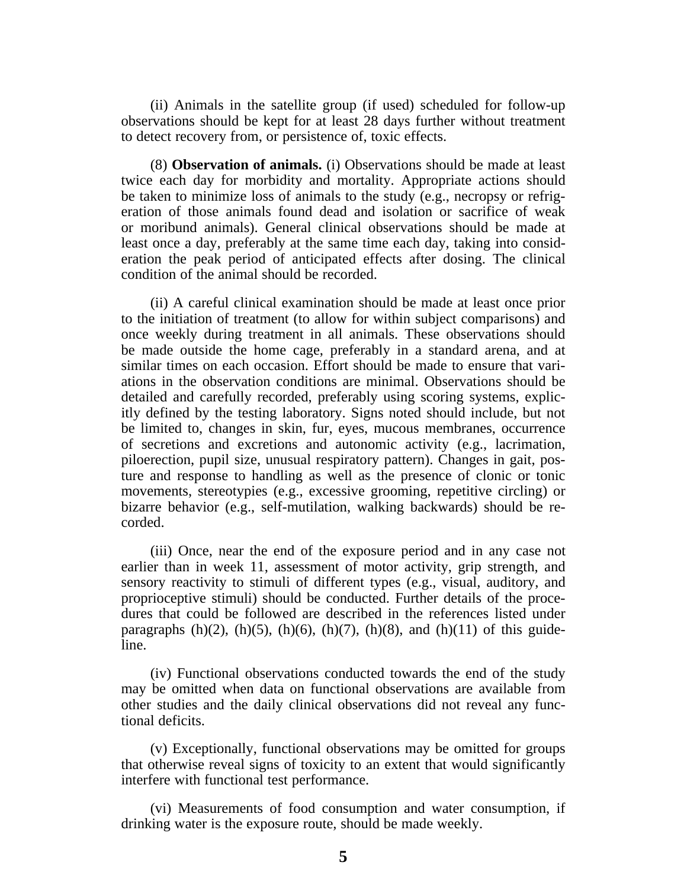(ii) Animals in the satellite group (if used) scheduled for follow-up observations should be kept for at least 28 days further without treatment to detect recovery from, or persistence of, toxic effects.

(8) **Observation of animals.** (i) Observations should be made at least twice each day for morbidity and mortality. Appropriate actions should be taken to minimize loss of animals to the study (e.g., necropsy or refrigeration of those animals found dead and isolation or sacrifice of weak or moribund animals). General clinical observations should be made at least once a day, preferably at the same time each day, taking into consideration the peak period of anticipated effects after dosing. The clinical condition of the animal should be recorded.

(ii) A careful clinical examination should be made at least once prior to the initiation of treatment (to allow for within subject comparisons) and once weekly during treatment in all animals. These observations should be made outside the home cage, preferably in a standard arena, and at similar times on each occasion. Effort should be made to ensure that variations in the observation conditions are minimal. Observations should be detailed and carefully recorded, preferably using scoring systems, explicitly defined by the testing laboratory. Signs noted should include, but not be limited to, changes in skin, fur, eyes, mucous membranes, occurrence of secretions and excretions and autonomic activity (e.g., lacrimation, piloerection, pupil size, unusual respiratory pattern). Changes in gait, posture and response to handling as well as the presence of clonic or tonic movements, stereotypies (e.g., excessive grooming, repetitive circling) or bizarre behavior (e.g., self-mutilation, walking backwards) should be recorded.

(iii) Once, near the end of the exposure period and in any case not earlier than in week 11, assessment of motor activity, grip strength, and sensory reactivity to stimuli of different types (e.g., visual, auditory, and proprioceptive stimuli) should be conducted. Further details of the procedures that could be followed are described in the references listed under paragraphs (h)(2), (h)(5), (h)(6), (h)(7), (h)(8), and (h)(11) of this guideline.

(iv) Functional observations conducted towards the end of the study may be omitted when data on functional observations are available from other studies and the daily clinical observations did not reveal any functional deficits.

(v) Exceptionally, functional observations may be omitted for groups that otherwise reveal signs of toxicity to an extent that would significantly interfere with functional test performance.

(vi) Measurements of food consumption and water consumption, if drinking water is the exposure route, should be made weekly.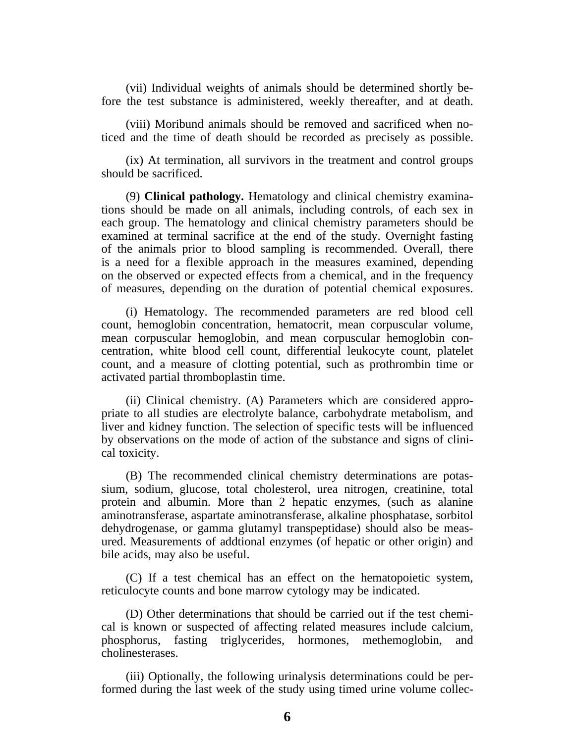(vii) Individual weights of animals should be determined shortly before the test substance is administered, weekly thereafter, and at death.

(viii) Moribund animals should be removed and sacrificed when noticed and the time of death should be recorded as precisely as possible.

(ix) At termination, all survivors in the treatment and control groups should be sacrificed.

(9) **Clinical pathology.** Hematology and clinical chemistry examinations should be made on all animals, including controls, of each sex in each group. The hematology and clinical chemistry parameters should be examined at terminal sacrifice at the end of the study. Overnight fasting of the animals prior to blood sampling is recommended. Overall, there is a need for a flexible approach in the measures examined, depending on the observed or expected effects from a chemical, and in the frequency of measures, depending on the duration of potential chemical exposures.

(i) Hematology. The recommended parameters are red blood cell count, hemoglobin concentration, hematocrit, mean corpuscular volume, mean corpuscular hemoglobin, and mean corpuscular hemoglobin concentration, white blood cell count, differential leukocyte count, platelet count, and a measure of clotting potential, such as prothrombin time or activated partial thromboplastin time.

(ii) Clinical chemistry. (A) Parameters which are considered appropriate to all studies are electrolyte balance, carbohydrate metabolism, and liver and kidney function. The selection of specific tests will be influenced by observations on the mode of action of the substance and signs of clinical toxicity.

(B) The recommended clinical chemistry determinations are potassium, sodium, glucose, total cholesterol, urea nitrogen, creatinine, total protein and albumin. More than 2 hepatic enzymes, (such as alanine aminotransferase, aspartate aminotransferase, alkaline phosphatase, sorbitol dehydrogenase, or gamma glutamyl transpeptidase) should also be measured. Measurements of addtional enzymes (of hepatic or other origin) and bile acids, may also be useful.

(C) If a test chemical has an effect on the hematopoietic system, reticulocyte counts and bone marrow cytology may be indicated.

(D) Other determinations that should be carried out if the test chemical is known or suspected of affecting related measures include calcium, phosphorus, fasting triglycerides, hormones, methemoglobin, and cholinesterases.

(iii) Optionally, the following urinalysis determinations could be performed during the last week of the study using timed urine volume collec-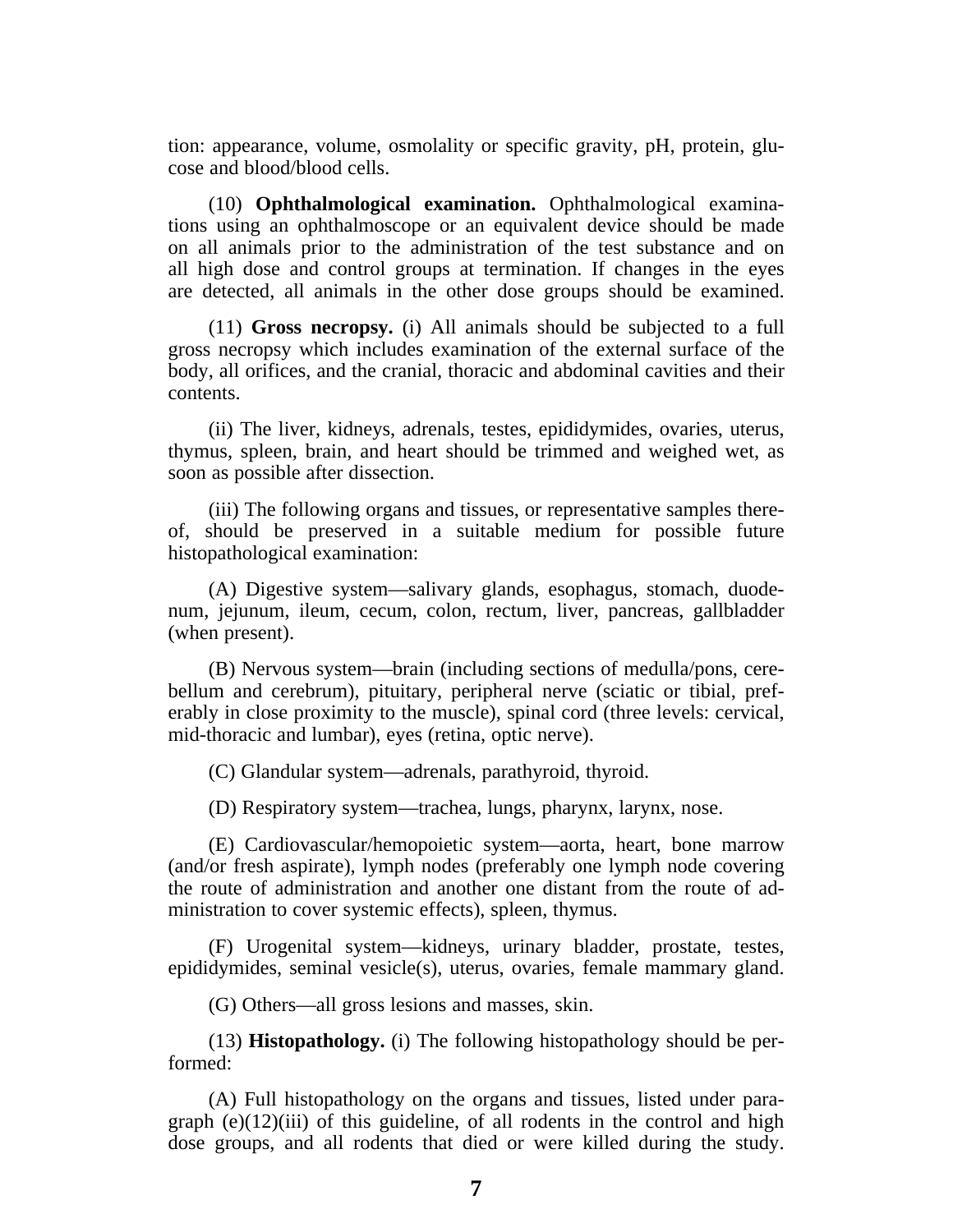tion: appearance, volume, osmolality or specific gravity, pH, protein, glucose and blood/blood cells.

(10) **Ophthalmological examination.** Ophthalmological examinations using an ophthalmoscope or an equivalent device should be made on all animals prior to the administration of the test substance and on all high dose and control groups at termination. If changes in the eyes are detected, all animals in the other dose groups should be examined.

(11) **Gross necropsy.** (i) All animals should be subjected to a full gross necropsy which includes examination of the external surface of the body, all orifices, and the cranial, thoracic and abdominal cavities and their contents.

(ii) The liver, kidneys, adrenals, testes, epididymides, ovaries, uterus, thymus, spleen, brain, and heart should be trimmed and weighed wet, as soon as possible after dissection.

(iii) The following organs and tissues, or representative samples thereof, should be preserved in a suitable medium for possible future histopathological examination:

(A) Digestive system—salivary glands, esophagus, stomach, duodenum, jejunum, ileum, cecum, colon, rectum, liver, pancreas, gallbladder (when present).

(B) Nervous system—brain (including sections of medulla/pons, cerebellum and cerebrum), pituitary, peripheral nerve (sciatic or tibial, preferably in close proximity to the muscle), spinal cord (three levels: cervical, mid-thoracic and lumbar), eyes (retina, optic nerve).

(C) Glandular system—adrenals, parathyroid, thyroid.

(D) Respiratory system—trachea, lungs, pharynx, larynx, nose.

(E) Cardiovascular/hemopoietic system—aorta, heart, bone marrow (and/or fresh aspirate), lymph nodes (preferably one lymph node covering the route of administration and another one distant from the route of administration to cover systemic effects), spleen, thymus.

(F) Urogenital system—kidneys, urinary bladder, prostate, testes, epididymides, seminal vesicle(s), uterus, ovaries, female mammary gland.

(G) Others—all gross lesions and masses, skin.

(13) **Histopathology.** (i) The following histopathology should be performed:

(A) Full histopathology on the organs and tissues, listed under paragraph (e)(12)(iii) of this guideline, of all rodents in the control and high dose groups, and all rodents that died or were killed during the study.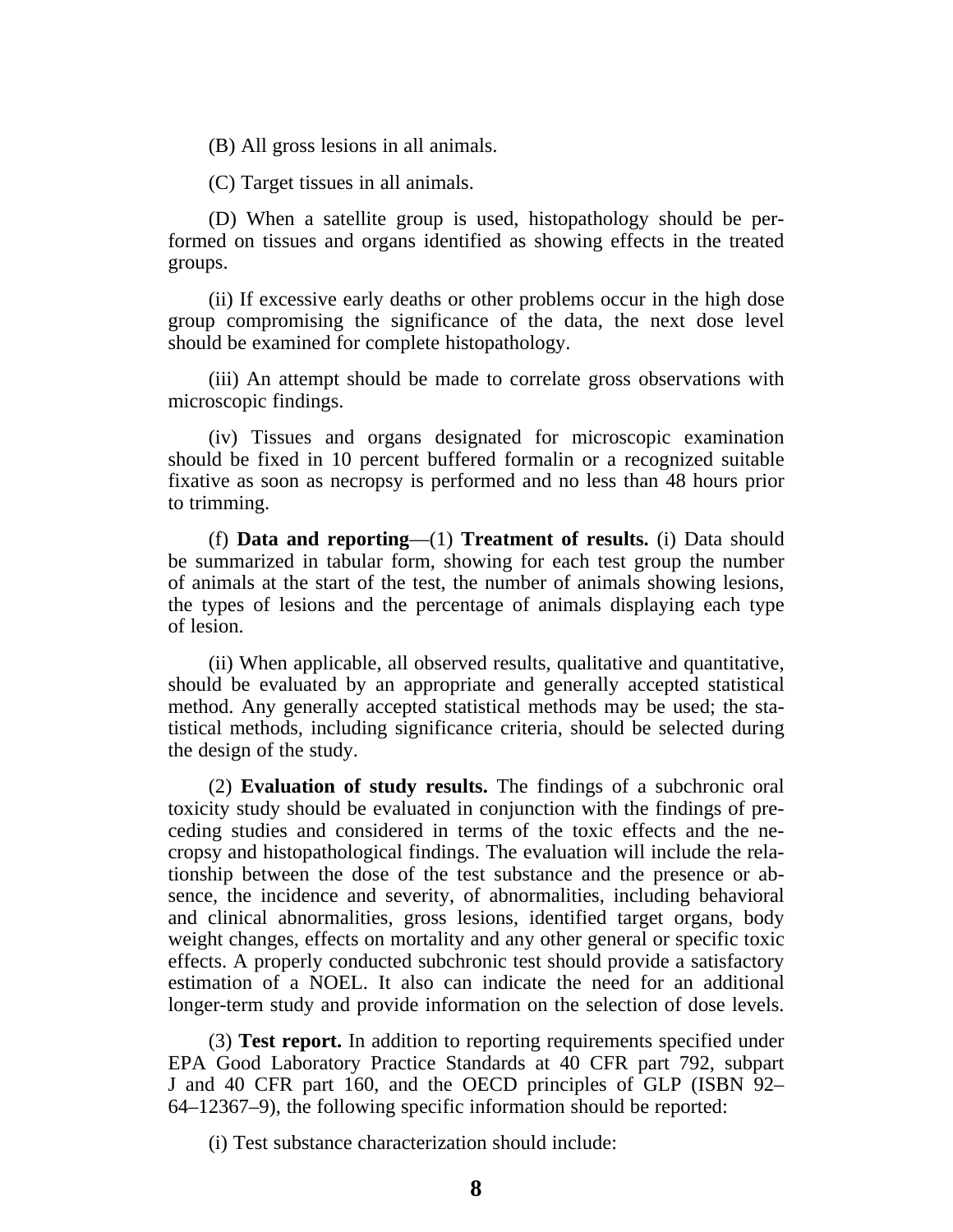(B) All gross lesions in all animals.

(C) Target tissues in all animals.

(D) When a satellite group is used, histopathology should be performed on tissues and organs identified as showing effects in the treated groups.

(ii) If excessive early deaths or other problems occur in the high dose group compromising the significance of the data, the next dose level should be examined for complete histopathology.

(iii) An attempt should be made to correlate gross observations with microscopic findings.

(iv) Tissues and organs designated for microscopic examination should be fixed in 10 percent buffered formalin or a recognized suitable fixative as soon as necropsy is performed and no less than 48 hours prior to trimming.

(f) **Data and reporting**—(1) **Treatment of results.** (i) Data should be summarized in tabular form, showing for each test group the number of animals at the start of the test, the number of animals showing lesions, the types of lesions and the percentage of animals displaying each type of lesion.

(ii) When applicable, all observed results, qualitative and quantitative, should be evaluated by an appropriate and generally accepted statistical method. Any generally accepted statistical methods may be used; the statistical methods, including significance criteria, should be selected during the design of the study.

(2) **Evaluation of study results.** The findings of a subchronic oral toxicity study should be evaluated in conjunction with the findings of preceding studies and considered in terms of the toxic effects and the necropsy and histopathological findings. The evaluation will include the relationship between the dose of the test substance and the presence or absence, the incidence and severity, of abnormalities, including behavioral and clinical abnormalities, gross lesions, identified target organs, body weight changes, effects on mortality and any other general or specific toxic effects. A properly conducted subchronic test should provide a satisfactory estimation of a NOEL. It also can indicate the need for an additional longer-term study and provide information on the selection of dose levels.

(3) **Test report.** In addition to reporting requirements specified under EPA Good Laboratory Practice Standards at 40 CFR part 792, subpart J and 40 CFR part 160, and the OECD principles of GLP (ISBN 92–64–12367–9), the following specific information should be reported:

(i) Test substance characterization should include: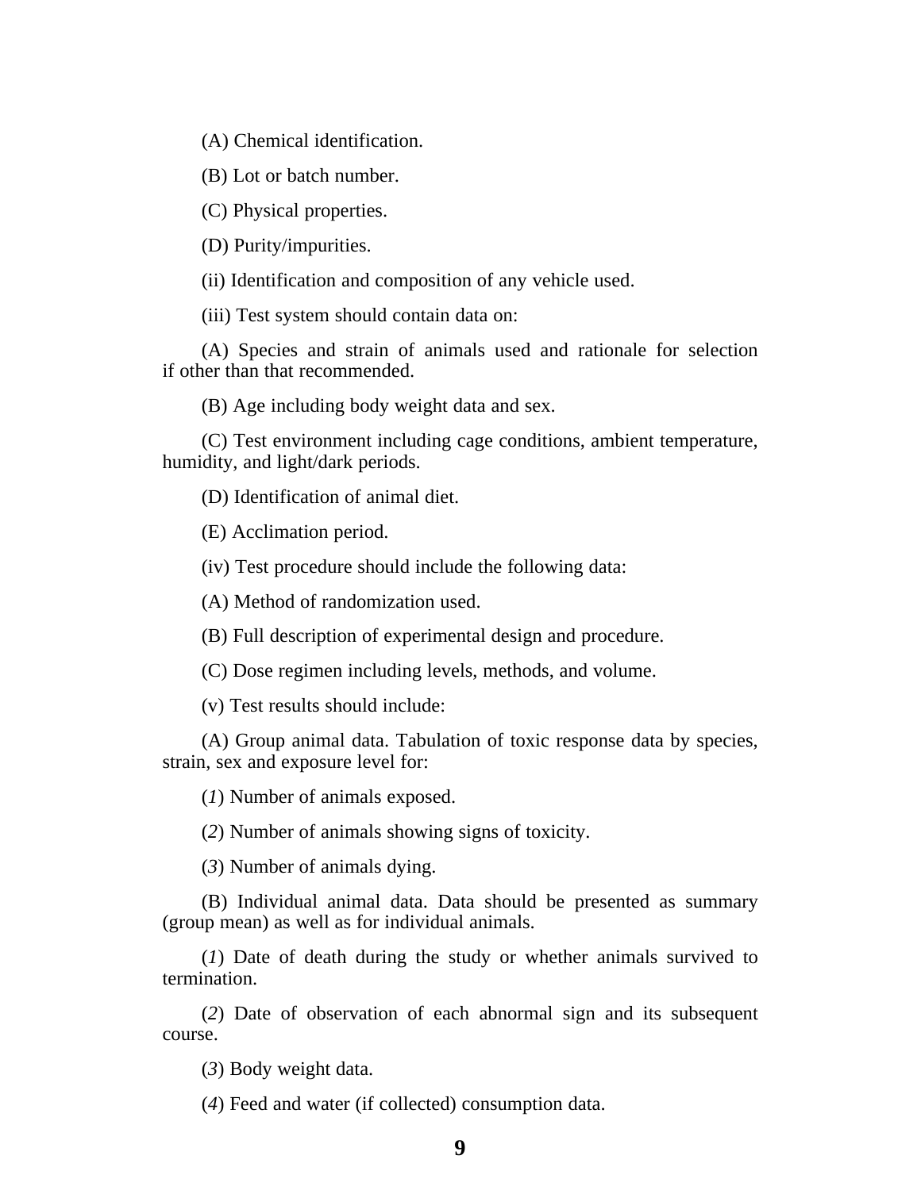(A) Chemical identification.

(B) Lot or batch number.

(C) Physical properties.

(D) Purity/impurities.

(ii) Identification and composition of any vehicle used.

(iii) Test system should contain data on:

(A) Species and strain of animals used and rationale for selection if other than that recommended.

(B) Age including body weight data and sex.

(C) Test environment including cage conditions, ambient temperature, humidity, and light/dark periods.

(D) Identification of animal diet.

(E) Acclimation period.

(iv) Test procedure should include the following data:

(A) Method of randomization used.

(B) Full description of experimental design and procedure.

(C) Dose regimen including levels, methods, and volume.

(v) Test results should include:

(A) Group animal data. Tabulation of toxic response data by species, strain, sex and exposure level for:

(*1*) Number of animals exposed.

(*2*) Number of animals showing signs of toxicity.

(*3*) Number of animals dying.

(B) Individual animal data. Data should be presented as summary (group mean) as well as for individual animals.

(*1*) Date of death during the study or whether animals survived to termination.

(*2*) Date of observation of each abnormal sign and its subsequent course.

(*3*) Body weight data.

(*4*) Feed and water (if collected) consumption data.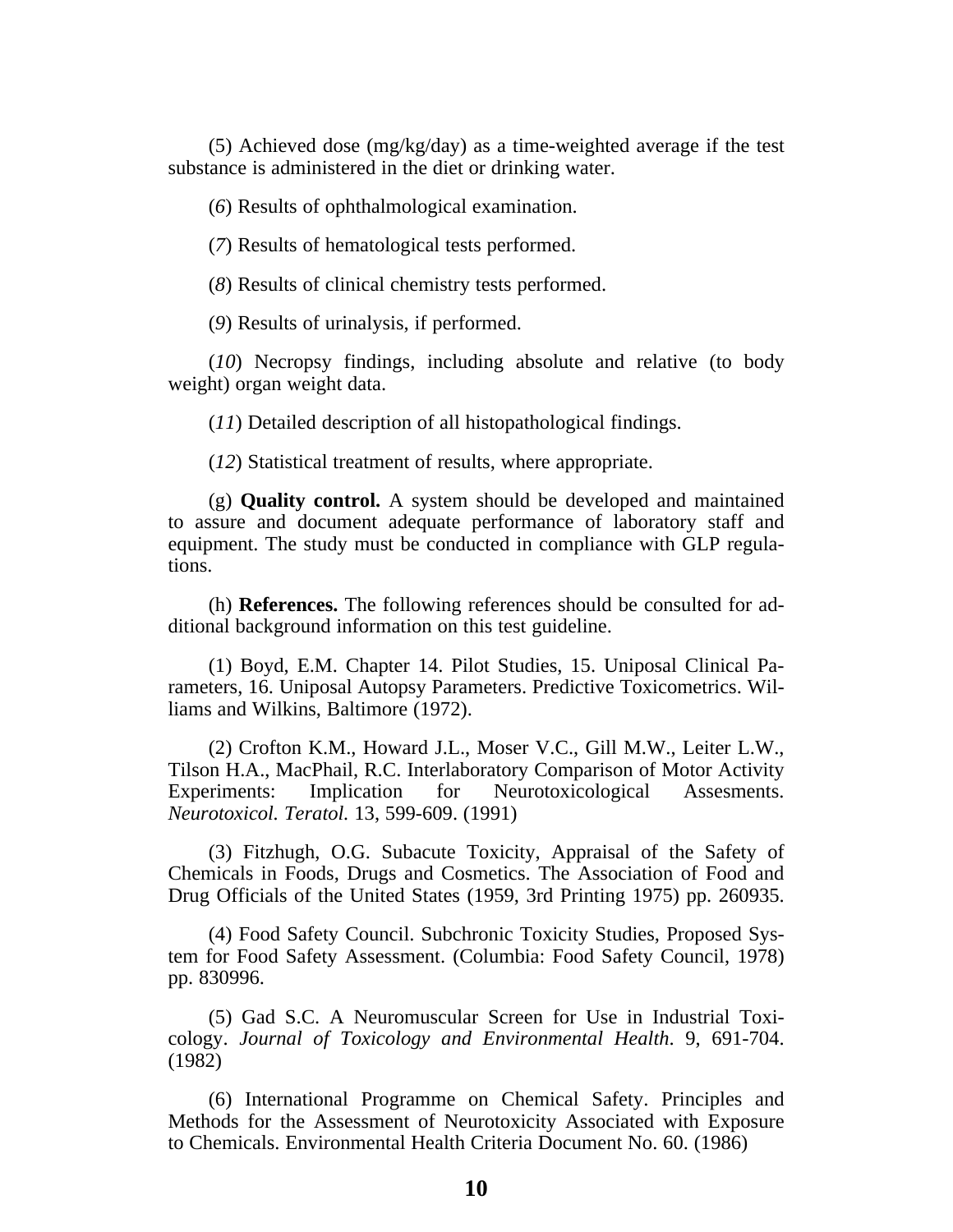(5) Achieved dose (mg/kg/day) as a time-weighted average if the test substance is administered in the diet or drinking water.

(*6*) Results of ophthalmological examination.

(*7*) Results of hematological tests performed.

(*8*) Results of clinical chemistry tests performed.

(*9*) Results of urinalysis, if performed.

(*10*) Necropsy findings, including absolute and relative (to body weight) organ weight data.

(*11*) Detailed description of all histopathological findings.

(*12*) Statistical treatment of results, where appropriate.

(g) **Quality control.** A system should be developed and maintained to assure and document adequate performance of laboratory staff and equipment. The study must be conducted in compliance with GLP regulations.

(h) **References.** The following references should be consulted for additional background information on this test guideline.

(1) Boyd, E.M. Chapter 14. Pilot Studies, 15. Uniposal Clinical Parameters, 16. Uniposal Autopsy Parameters. Predictive Toxicometrics. Williams and Wilkins, Baltimore (1972).

(2) Crofton K.M., Howard J.L., Moser V.C., Gill M.W., Leiter L.W., Tilson H.A., MacPhail, R.C. Interlaboratory Comparison of Motor Activity Experiments: Implication for Neurotoxicological Assesments. *Neurotoxicol. Teratol.* 13, 599-609. (1991)

(3) Fitzhugh, O.G. Subacute Toxicity, Appraisal of the Safety of Chemicals in Foods, Drugs and Cosmetics. The Association of Food and Drug Officials of the United States (1959, 3rd Printing 1975) pp. 260935.

(4) Food Safety Council. Subchronic Toxicity Studies, Proposed System for Food Safety Assessment. (Columbia: Food Safety Council, 1978) pp. 830996.

(5) Gad S.C. A Neuromuscular Screen for Use in Industrial Toxicology. *Journal of Toxicology and Environmental Health.* 9, 691-704. (1982)

(6) International Programme on Chemical Safety. Principles and Methods for the Assessment of Neurotoxicity Associated with Exposure to Chemicals. Environmental Health Criteria Document No. 60. (1986)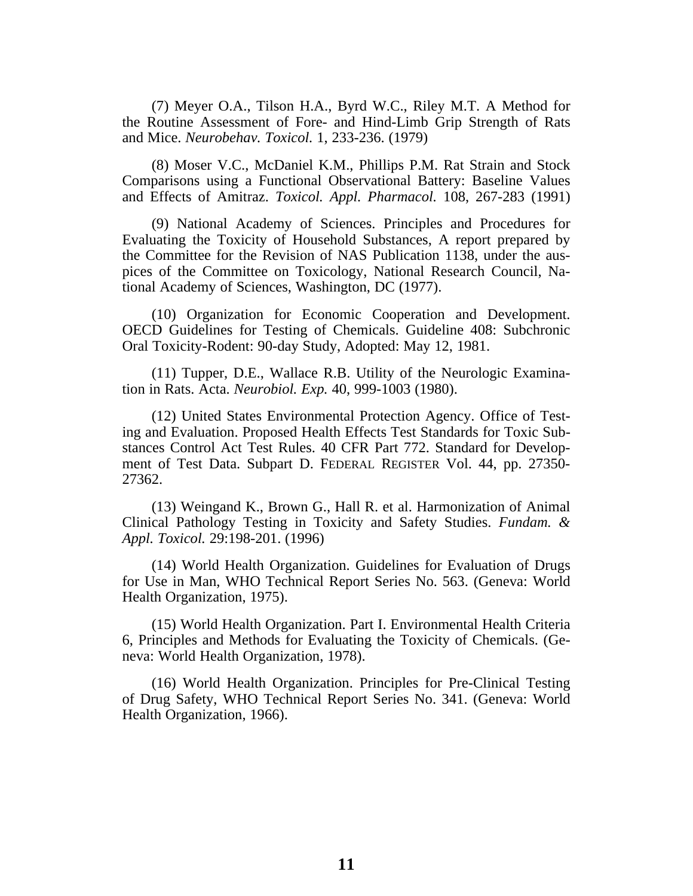(7) Meyer O.A., Tilson H.A., Byrd W.C., Riley M.T. A Method for the Routine Assessment of Fore- and Hind-Limb Grip Strength of Rats and Mice. *Neurobehav. Toxicol.* 1, 233-236. (1979)

(8) Moser V.C., McDaniel K.M., Phillips P.M. Rat Strain and Stock Comparisons using a Functional Observational Battery: Baseline Values and Effects of Amitraz. *Toxicol. Appl. Pharmacol.* 108, 267-283 (1991)

(9) National Academy of Sciences. Principles and Procedures for Evaluating the Toxicity of Household Substances, A report prepared by the Committee for the Revision of NAS Publication 1138, under the auspices of the Committee on Toxicology, National Research Council, National Academy of Sciences, Washington, DC (1977).

(10) Organization for Economic Cooperation and Development. OECD Guidelines for Testing of Chemicals. Guideline 408: Subchronic Oral Toxicity-Rodent: 90-day Study, Adopted: May 12, 1981.

(11) Tupper, D.E., Wallace R.B. Utility of the Neurologic Examination in Rats. Acta. *Neurobiol. Exp.* 40, 999-1003 (1980).

(12) United States Environmental Protection Agency. Office of Testing and Evaluation. Proposed Health Effects Test Standards for Toxic Substances Control Act Test Rules. 40 CFR Part 772. Standard for Development of Test Data. Subpart D. FEDERAL REGISTER Vol. 44, pp. 27350-27362.

(13) Weingand K., Brown G., Hall R. et al. Harmonization of Animal Clinical Pathology Testing in Toxicity and Safety Studies. *Fundam. & Appl. Toxicol.* 29:198-201. (1996)

(14) World Health Organization. Guidelines for Evaluation of Drugs for Use in Man, WHO Technical Report Series No. 563. (Geneva: World Health Organization, 1975).

(15) World Health Organization. Part I. Environmental Health Criteria 6, Principles and Methods for Evaluating the Toxicity of Chemicals. (Geneva: World Health Organization, 1978).

(16) World Health Organization. Principles for Pre-Clinical Testing of Drug Safety, WHO Technical Report Series No. 341. (Geneva: World Health Organization, 1966).